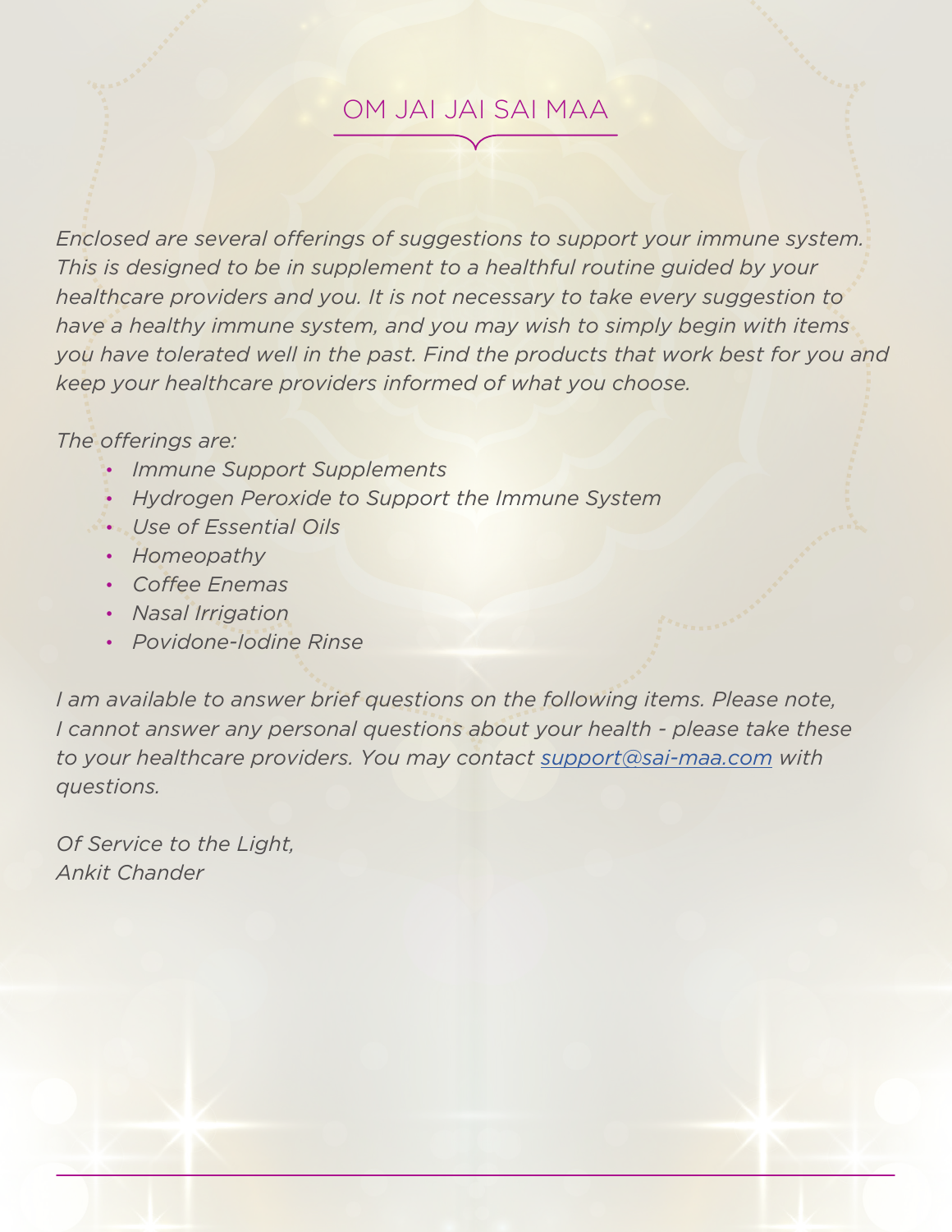# OM JAI JAI SAI MAA

*Enclosed are several offerings of suggestions to support your immune system. This is designed to be in supplement to a healthful routine guided by your healthcare providers and you. It is not necessary to take every suggestion to have a healthy immune system, and you may wish to simply begin with items you have tolerated well in the past. Find the products that work best for you and keep your healthcare providers informed of what you choose.*

*The offerings are:*

- *Immune Support Supplements*
- *Hydrogen Peroxide to Support the Immune System*
- *Use of Essential Oils*
- *Homeopathy*
- *Coffee Enemas*
- *Nasal Irrigation*
- *Povidone-Iodine Rinse*

*I am available to answer brief questions on the following items. Please note, I cannot answer any personal questions about your health - please take these to your healthcare providers. You may contact support@sai-maa.com with questions.*

*Of Service to the Light,*
*Ankit Chander*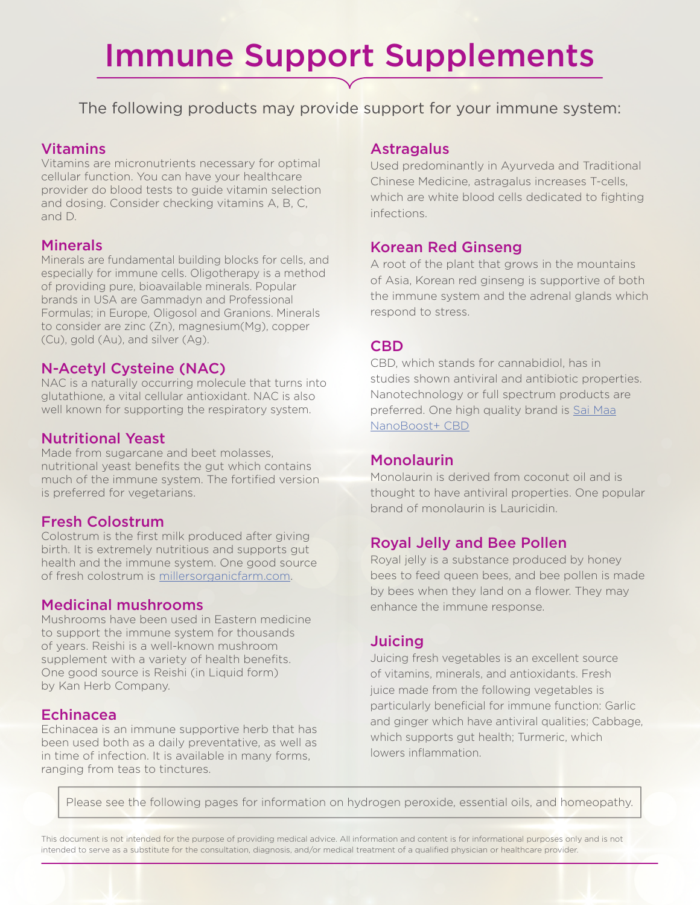# Immune Support Supplements

The following products may provide support for your immune system:

## Vitamins

Vitamins are micronutrients necessary for optimal cellular function. You can have your healthcare provider do blood tests to guide vitamin selection and dosing. Consider checking vitamins A, B, C, and D.

## Minerals

Minerals are fundamental building blocks for cells, and especially for immune cells. Oligotherapy is a method of providing pure, bioavailable minerals. Popular brands in USA are Gammadyn and Professional Formulas; in Europe, Oligosol and Granions. Minerals to consider are zinc (Zn), magnesium(Mg), copper (Cu), gold (Au), and silver (Ag).

## N-Acetyl Cysteine (NAC)

NAC is a naturally occurring molecule that turns into glutathione, a vital cellular antioxidant. NAC is also well known for supporting the respiratory system.

## Nutritional Yeast

Made from sugarcane and beet molasses, nutritional yeast benefits the gut which contains much of the immune system. The fortified version is preferred for vegetarians.

## Fresh Colostrum

Colostrum is the first milk produced after giving birth. It is extremely nutritious and supports gut health and the immune system. One good source of fresh colostrum is millersorganicfarm.com.

## Medicinal mushrooms

Mushrooms have been used in Eastern medicine to support the immune system for thousands of years. Reishi is a well-known mushroom supplement with a variety of health benefits. One good source is Reishi (in Liquid form) by Kan Herb Company.

## Echinacea

Echinacea is an immune supportive herb that has been used both as a daily preventative, as well as in time of infection. It is available in many forms, ranging from teas to tinctures.

## Astragalus

Used predominantly in Ayurveda and Traditional Chinese Medicine, astragalus increases T-cells, which are white blood cells dedicated to fighting infections.

## Korean Red Ginseng

A root of the plant that grows in the mountains of Asia, Korean red ginseng is supportive of both the immune system and the adrenal glands which respond to stress.

## CBD

CBD, which stands for cannabidiol, has in studies shown antiviral and antibiotic properties. Nanotechnology or full spectrum products are preferred. One high quality brand is Sai Maa NanoBoost+ CBD

## Monolaurin

Monolaurin is derived from coconut oil and is thought to have antiviral properties. One popular brand of monolaurin is Lauricidin.

## Royal Jelly and Bee Pollen

Royal jelly is a substance produced by honey bees to feed queen bees, and bee pollen is made by bees when they land on a flower. They may enhance the immune response.

## Juicing

Juicing fresh vegetables is an excellent source of vitamins, minerals, and antioxidants. Fresh juice made from the following vegetables is particularly beneficial for immune function: Garlic and ginger which have antiviral qualities; Cabbage, which supports gut health; Turmeric, which lowers inflammation.

Please see the following pages for information on hydrogen peroxide, essential oils, and homeopathy.

This document is not intended for the purpose of providing medical advice. All information and content is for informational purposes only and is not intended to serve as a substitute for the consultation, diagnosis, and/or medical treatment of a qualified physician or healthcare provider.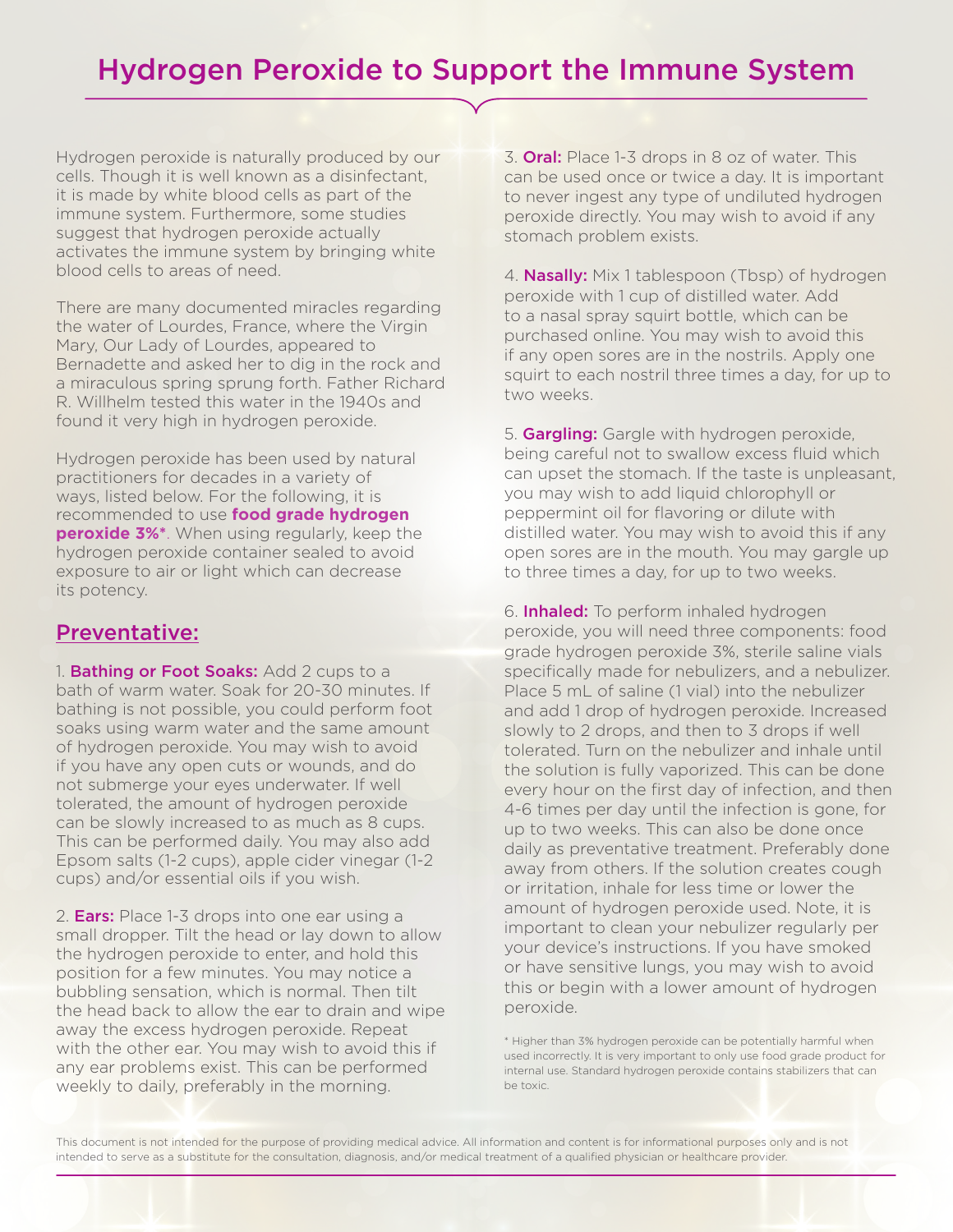# Hydrogen Peroxide to Support the Immune System

Hydrogen peroxide is naturally produced by our cells. Though it is well known as a disinfectant, it is made by white blood cells as part of the immune system. Furthermore, some studies suggest that hydrogen peroxide actually activates the immune system by bringing white blood cells to areas of need.

There are many documented miracles regarding the water of Lourdes, France, where the Virgin Mary, Our Lady of Lourdes, appeared to Bernadette and asked her to dig in the rock and a miraculous spring sprung forth. Father Richard R. Willhelm tested this water in the 1940s and found it very high in hydrogen peroxide.

Hydrogen peroxide has been used by natural practitioners for decades in a variety of ways, listed below. For the following, it is recommended to use **food grade hydrogen peroxide 3%***. When using regularly, keep the hydrogen peroxide container sealed to avoid exposure to air or light which can decrease its potency.

## Preventative:

1. **Bathing or Foot Soaks:** Add 2 cups to a bath of warm water. Soak for 20-30 minutes. If bathing is not possible, you could perform foot soaks using warm water and the same amount of hydrogen peroxide. You may wish to avoid if you have any open cuts or wounds, and do not submerge your eyes underwater. If well tolerated, the amount of hydrogen peroxide can be slowly increased to as much as 8 cups. This can be performed daily. You may also add Epsom salts (1-2 cups), apple cider vinegar (1-2 cups) and/or essential oils if you wish.

2. **Ears:** Place 1-3 drops into one ear using a small dropper. Tilt the head or lay down to allow the hydrogen peroxide to enter, and hold this position for a few minutes. You may notice a bubbling sensation, which is normal. Then tilt the head back to allow the ear to drain and wipe away the excess hydrogen peroxide. Repeat with the other ear. You may wish to avoid this if any ear problems exist. This can be performed weekly to daily, preferably in the morning.

3. **Oral:** Place 1-3 drops in 8 oz of water. This can be used once or twice a day. It is important to never ingest any type of undiluted hydrogen peroxide directly. You may wish to avoid if any stomach problem exists.

4. **Nasally:** Mix 1 tablespoon (Tbsp) of hydrogen peroxide with 1 cup of distilled water. Add to a nasal spray squirt bottle, which can be purchased online. You may wish to avoid this if any open sores are in the nostrils. Apply one squirt to each nostril three times a day, for up to two weeks.

5. **Gargling:** Gargle with hydrogen peroxide, being careful not to swallow excess fluid which can upset the stomach. If the taste is unpleasant, you may wish to add liquid chlorophyll or peppermint oil for flavoring or dilute with distilled water. You may wish to avoid this if any open sores are in the mouth. You may gargle up to three times a day, for up to two weeks.

6. **Inhaled:** To perform inhaled hydrogen peroxide, you will need three components: food grade hydrogen peroxide 3%, sterile saline vials specifically made for nebulizers, and a nebulizer. Place 5 mL of saline (1 vial) into the nebulizer and add 1 drop of hydrogen peroxide. Increased slowly to 2 drops, and then to 3 drops if well tolerated. Turn on the nebulizer and inhale until the solution is fully vaporized. This can be done every hour on the first day of infection, and then 4-6 times per day until the infection is gone, for up to two weeks. This can also be done once daily as preventative treatment. Preferably done away from others. If the solution creates cough or irritation, inhale for less time or lower the amount of hydrogen peroxide used. Note, it is important to clean your nebulizer regularly per your device's instructions. If you have smoked or have sensitive lungs, you may wish to avoid this or begin with a lower amount of hydrogen peroxide.

\* Higher than 3% hydrogen peroxide can be potentially harmful when used incorrectly. It is very important to only use food grade product for internal use. Standard hydrogen peroxide contains stabilizers that can be toxic.

This document is not intended for the purpose of providing medical advice. All information and content is for informational purposes only and is not intended to serve as a substitute for the consultation, diagnosis, and/or medical treatment of a qualified physician or healthcare provider.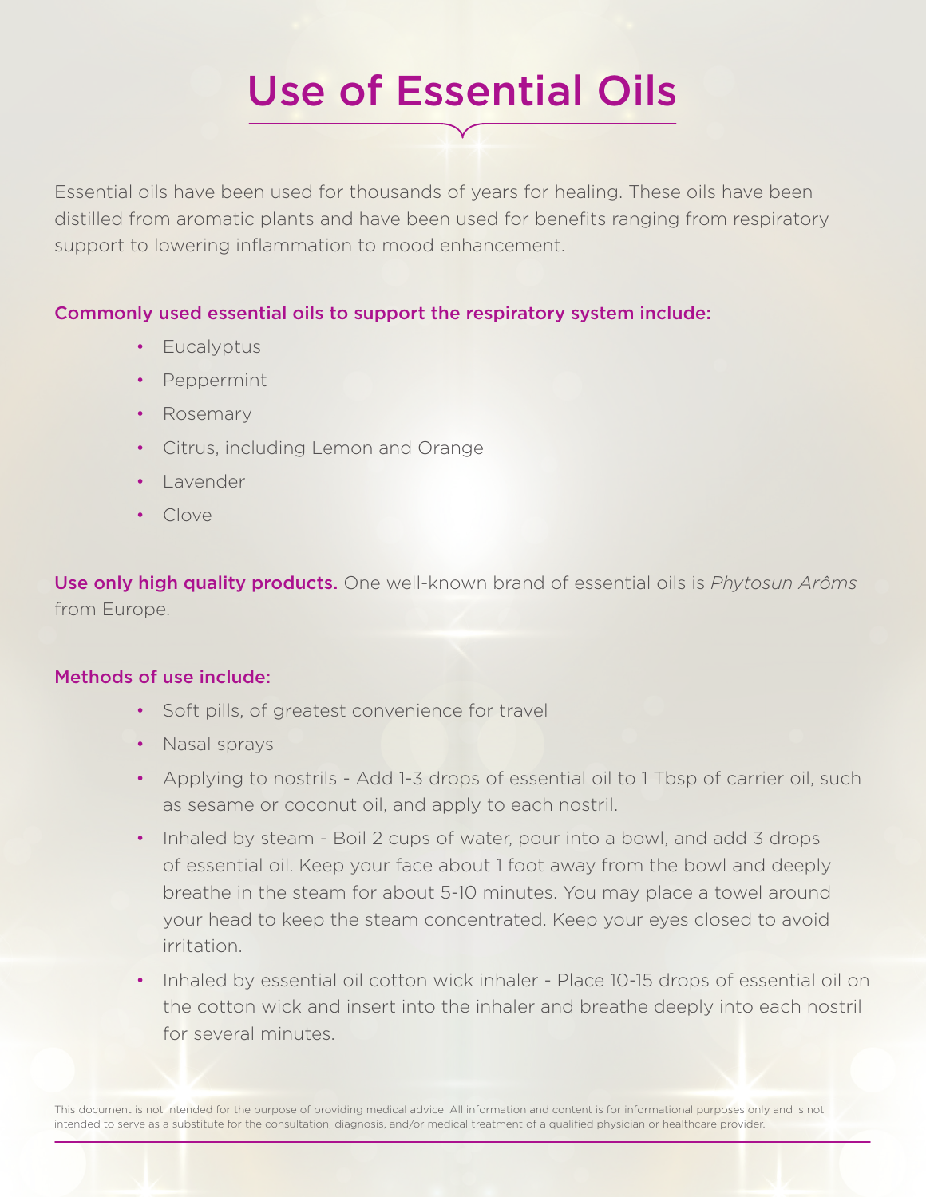# Use of Essential Oils

Essential oils have been used for thousands of years for healing. These oils have been distilled from aromatic plants and have been used for benefits ranging from respiratory support to lowering inflammation to mood enhancement.

### Commonly used essential oils to support the respiratory system include:

- Eucalyptus
- Peppermint
- Rosemary
- Citrus, including Lemon and Orange
- Lavender
- Clove

**Use only high quality products.** One well-known brand of essential oils is *Phytosun Arôms* from Europe.

### Methods of use include:

- Soft pills, of greatest convenience for travel
- Nasal sprays
- Applying to nostrils - Add 1-3 drops of essential oil to 1 Tbsp of carrier oil, such as sesame or coconut oil, and apply to each nostril.
- Inhaled by steam - Boil 2 cups of water, pour into a bowl, and add 3 drops of essential oil. Keep your face about 1 foot away from the bowl and deeply breathe in the steam for about 5-10 minutes. You may place a towel around your head to keep the steam concentrated. Keep your eyes closed to avoid irritation.
- Inhaled by essential oil cotton wick inhaler - Place 10-15 drops of essential oil on the cotton wick and insert into the inhaler and breathe deeply into each nostril for several minutes.

This document is not intended for the purpose of providing medical advice. All information and content is for informational purposes only and is not intended to serve as a substitute for the consultation, diagnosis, and/or medical treatment of a qualified physician or healthcare provider.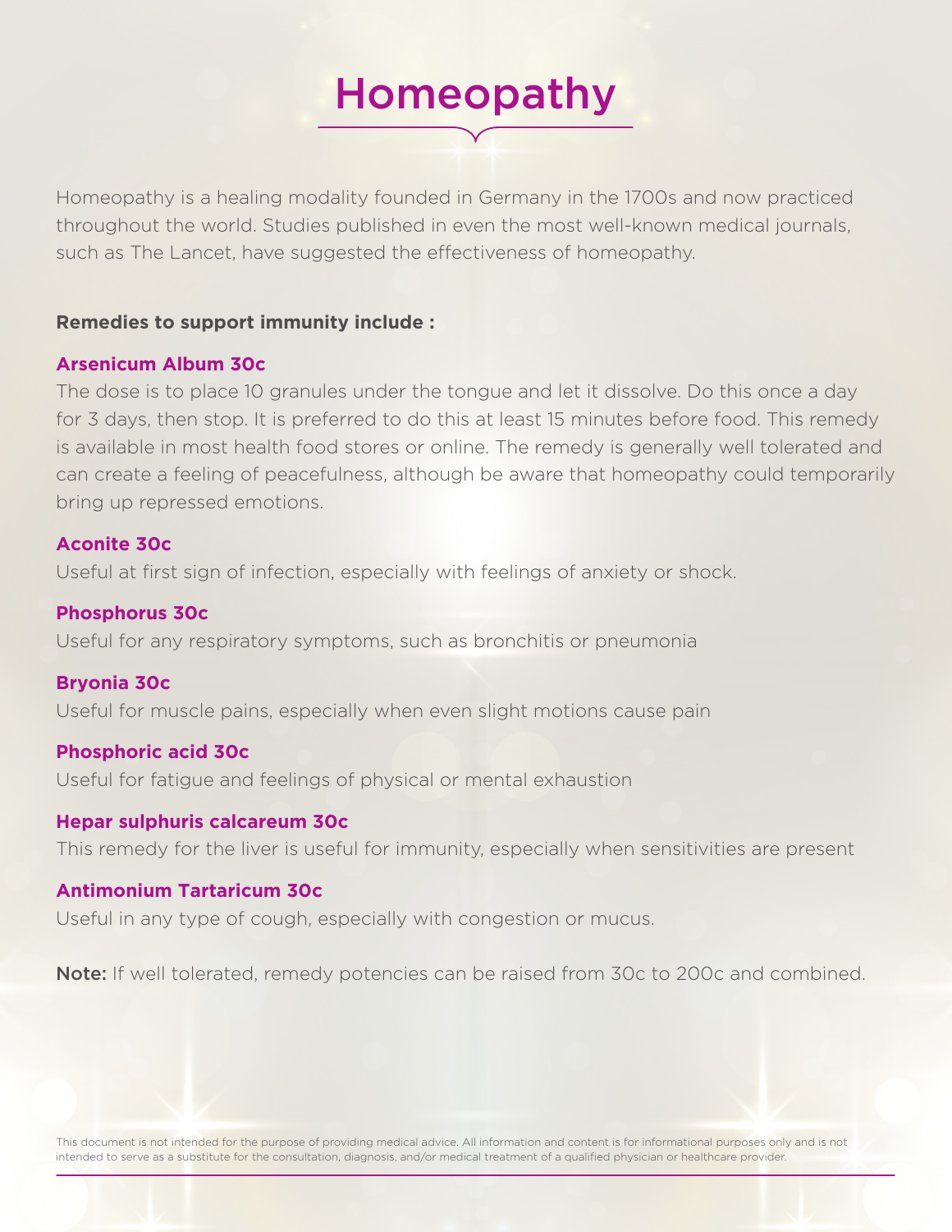# Homeopathy

Homeopathy is a healing modality founded in Germany in the 1700s and now practiced throughout the world. Studies published in even the most well-known medical journals, such as The Lancet, have suggested the effectiveness of homeopathy.

**Remedies to support immunity include :**

**Arsenicum Album 30c**

The dose is to place 10 granules under the tongue and let it dissolve. Do this once a day for 3 days, then stop. It is preferred to do this at least 15 minutes before food. This remedy is available in most health food stores or online. The remedy is generally well tolerated and can create a feeling of peacefulness, although be aware that homeopathy could temporarily bring up repressed emotions.

**Aconite 30c**

Useful at first sign of infection, especially with feelings of anxiety or shock.

**Phosphorus 30c**

Useful for any respiratory symptoms, such as bronchitis or pneumonia

**Bryonia 30c**

Useful for muscle pains, especially when even slight motions cause pain

**Phosphoric acid 30c**

Useful for fatigue and feelings of physical or mental exhaustion

**Hepar sulphuris calcareum 30c**

This remedy for the liver is useful for immunity, especially when sensitivities are present

**Antimonium Tartaricum 30c**

Useful in any type of cough, especially with congestion or mucus.

**Note:** If well tolerated, remedy potencies can be raised from 30c to 200c and combined.

This document is not intended for the purpose of providing medical advice. All information and content is for informational purposes only and is not intended to serve as a substitute for the consultation, diagnosis, and/or medical treatment of a qualified physician or healthcare provider.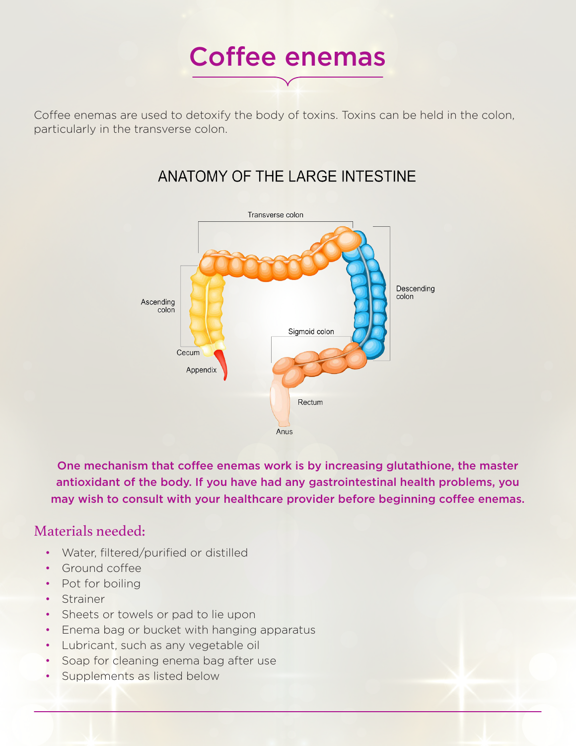# Coffee enemas

Coffee enemas are used to detoxify the body of toxins. Toxins can be held in the colon, particularly in the transverse colon.

ANATOMY OF THE LARGE INTESTINE

Transverse colon

Ascending colon

Descending colon

Sigmoid colon

Cecum

Appendix

Rectum

Anus

**One mechanism that coffee enemas work is by increasing glutathione, the master antioxidant of the body. If you have had any gastrointestinal health problems, you may wish to consult with your healthcare provider before beginning coffee enemas.**

## Materials needed:

- Water, filtered/purified or distilled
- Ground coffee
- Pot for boiling
- Strainer
- Sheets or towels or pad to lie upon
- Enema bag or bucket with hanging apparatus
- Lubricant, such as any vegetable oil
- Soap for cleaning enema bag after use
- Supplements as listed below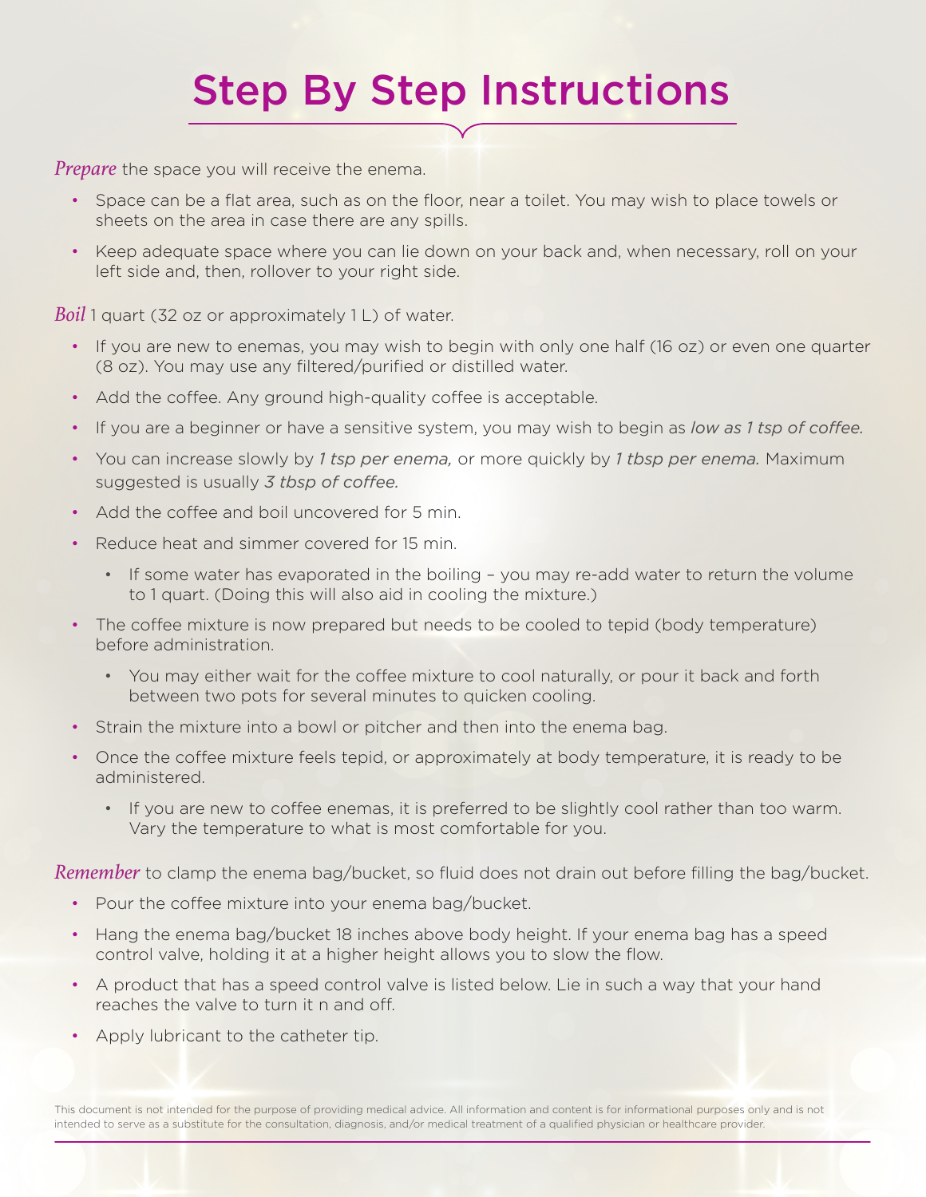# Step By Step Instructions

*Prepare* the space you will receive the enema.

- Space can be a flat area, such as on the floor, near a toilet. You may wish to place towels or sheets on the area in case there are any spills.
- Keep adequate space where you can lie down on your back and, when necessary, roll on your left side and, then, rollover to your right side.

*Boil* 1 quart (32 oz or approximately 1 L) of water.

- If you are new to enemas, you may wish to begin with only one half (16 oz) or even one quarter (8 oz). You may use any filtered/purified or distilled water.
- Add the coffee. Any ground high-quality coffee is acceptable.
- If you are a beginner or have a sensitive system, you may wish to begin as *low as 1 tsp of coffee.*
- You can increase slowly by *1 tsp per enema,* or more quickly by *1 tbsp per enema.* Maximum suggested is usually *3 tbsp of coffee.*
- Add the coffee and boil uncovered for 5 min.
- Reduce heat and simmer covered for 15 min.
  - If some water has evaporated in the boiling – you may re-add water to return the volume to 1 quart. (Doing this will also aid in cooling the mixture.)
- The coffee mixture is now prepared but needs to be cooled to tepid (body temperature) before administration.
  - You may either wait for the coffee mixture to cool naturally, or pour it back and forth between two pots for several minutes to quicken cooling.
- Strain the mixture into a bowl or pitcher and then into the enema bag.
- Once the coffee mixture feels tepid, or approximately at body temperature, it is ready to be administered.
  - If you are new to coffee enemas, it is preferred to be slightly cool rather than too warm. Vary the temperature to what is most comfortable for you.

*Remember* to clamp the enema bag/bucket, so fluid does not drain out before filling the bag/bucket.

- Pour the coffee mixture into your enema bag/bucket.
- Hang the enema bag/bucket 18 inches above body height. If your enema bag has a speed control valve, holding it at a higher height allows you to slow the flow.
- A product that has a speed control valve is listed below. Lie in such a way that your hand reaches the valve to turn it n and off.
- Apply lubricant to the catheter tip.

This document is not intended for the purpose of providing medical advice. All information and content is for informational purposes only and is not intended to serve as a substitute for the consultation, diagnosis, and/or medical treatment of a qualified physician or healthcare provider.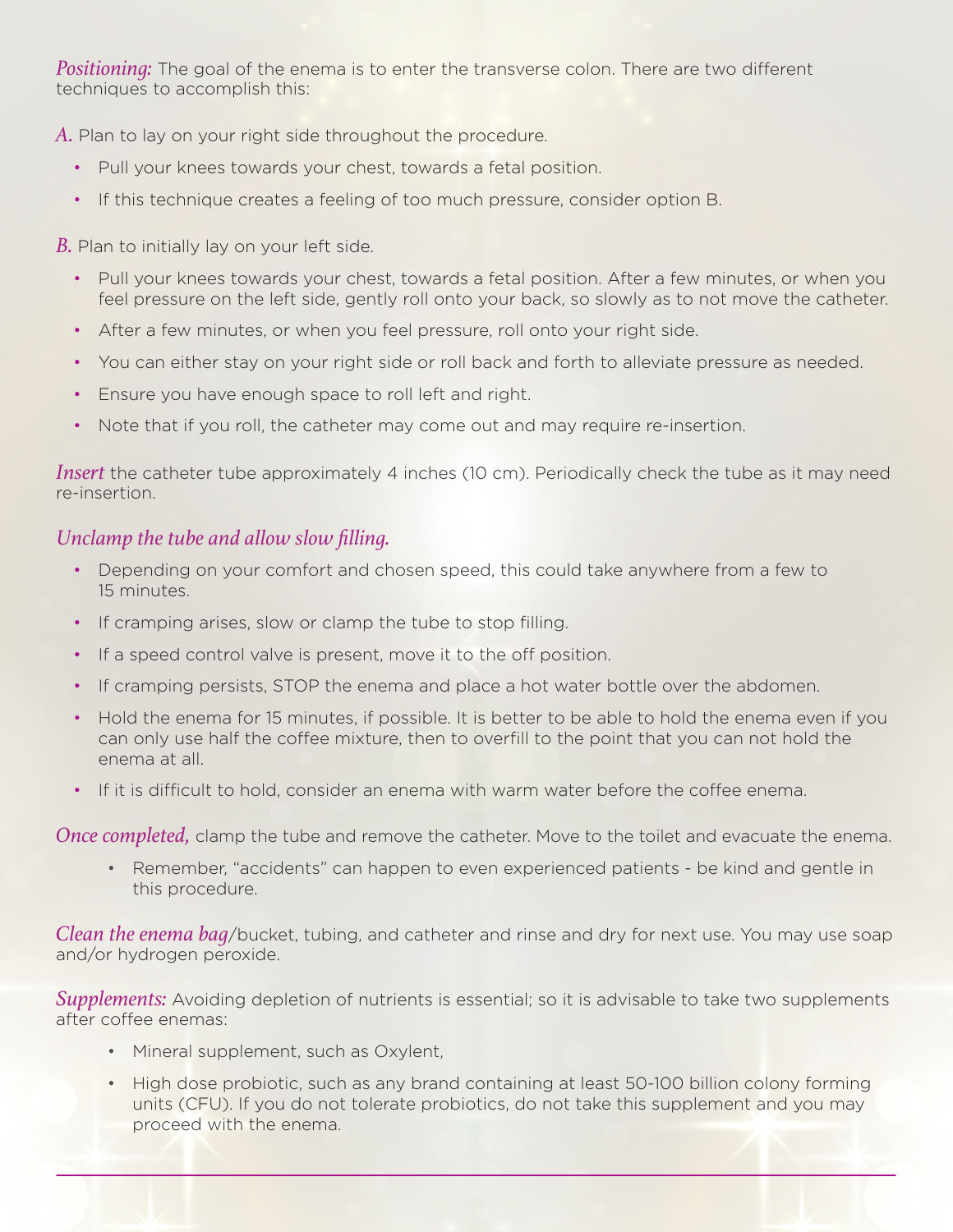*Positioning:* The goal of the enema is to enter the transverse colon. There are two different techniques to accomplish this:

*A.* Plan to lay on your right side throughout the procedure.

- Pull your knees towards your chest, towards a fetal position.
- If this technique creates a feeling of too much pressure, consider option B.

*B.* Plan to initially lay on your left side.

- Pull your knees towards your chest, towards a fetal position. After a few minutes, or when you feel pressure on the left side, gently roll onto your back, so slowly as to not move the catheter.
- After a few minutes, or when you feel pressure, roll onto your right side.
- You can either stay on your right side or roll back and forth to alleviate pressure as needed.
- Ensure you have enough space to roll left and right.
- Note that if you roll, the catheter may come out and may require re-insertion.

*Insert* the catheter tube approximately 4 inches (10 cm). Periodically check the tube as it may need re-insertion.

*Unclamp the tube and allow slow filling.*

- Depending on your comfort and chosen speed, this could take anywhere from a few to 15 minutes.
- If cramping arises, slow or clamp the tube to stop filling.
- If a speed control valve is present, move it to the off position.
- If cramping persists, STOP the enema and place a hot water bottle over the abdomen.
- Hold the enema for 15 minutes, if possible. It is better to be able to hold the enema even if you can only use half the coffee mixture, then to overfill to the point that you can not hold the enema at all.
- If it is difficult to hold, consider an enema with warm water before the coffee enema.

*Once completed,* clamp the tube and remove the catheter. Move to the toilet and evacuate the enema.

- Remember, "accidents" can happen to even experienced patients - be kind and gentle in this procedure.

*Clean the enema bag*/bucket, tubing, and catheter and rinse and dry for next use. You may use soap and/or hydrogen peroxide.

*Supplements:* Avoiding depletion of nutrients is essential; so it is advisable to take two supplements after coffee enemas:

- Mineral supplement, such as Oxylent,
- High dose probiotic, such as any brand containing at least 50-100 billion colony forming units (CFU). If you do not tolerate probiotics, do not take this supplement and you may proceed with the enema.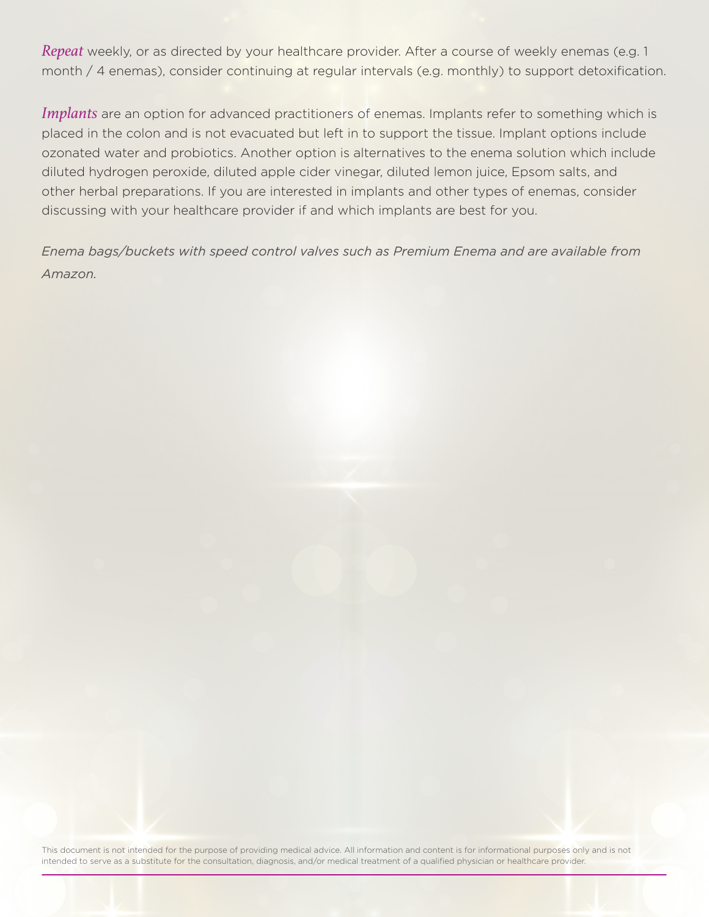*Repeat* weekly, or as directed by your healthcare provider. After a course of weekly enemas (e.g. 1 month / 4 enemas), consider continuing at regular intervals (e.g. monthly) to support detoxification.

*Implants* are an option for advanced practitioners of enemas. Implants refer to something which is placed in the colon and is not evacuated but left in to support the tissue. Implant options include ozonated water and probiotics. Another option is alternatives to the enema solution which include diluted hydrogen peroxide, diluted apple cider vinegar, diluted lemon juice, Epsom salts, and other herbal preparations. If you are interested in implants and other types of enemas, consider discussing with your healthcare provider if and which implants are best for you.

*Enema bags/buckets with speed control valves such as Premium Enema and are available from Amazon.*

This document is not intended for the purpose of providing medical advice. All information and content is for informational purposes only and is not intended to serve as a substitute for the consultation, diagnosis, and/or medical treatment of a qualified physician or healthcare provider.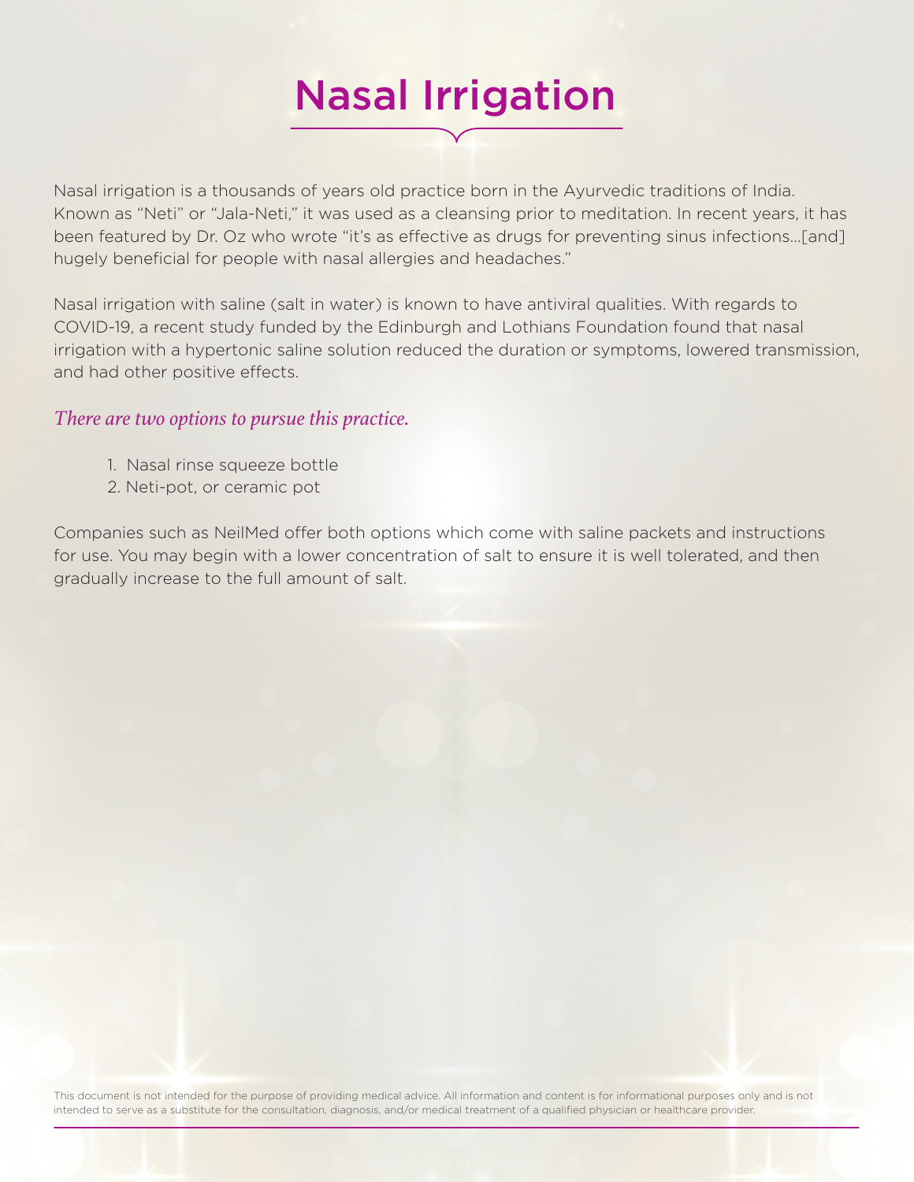# Nasal Irrigation

Nasal irrigation is a thousands of years old practice born in the Ayurvedic traditions of India. Known as "Neti" or "Jala-Neti," it was used as a cleansing prior to meditation. In recent years, it has been featured by Dr. Oz who wrote "it's as effective as drugs for preventing sinus infections…[and] hugely beneficial for people with nasal allergies and headaches."

Nasal irrigation with saline (salt in water) is known to have antiviral qualities. With regards to COVID-19, a recent study funded by the Edinburgh and Lothians Foundation found that nasal irrigation with a hypertonic saline solution reduced the duration or symptoms, lowered transmission, and had other positive effects.

*There are two options to pursue this practice.*

1. Nasal rinse squeeze bottle
2. Neti-pot, or ceramic pot

Companies such as NeilMed offer both options which come with saline packets and instructions for use. You may begin with a lower concentration of salt to ensure it is well tolerated, and then gradually increase to the full amount of salt.

This document is not intended for the purpose of providing medical advice. All information and content is for informational purposes only and is not intended to serve as a substitute for the consultation, diagnosis, and/or medical treatment of a qualified physician or healthcare provider.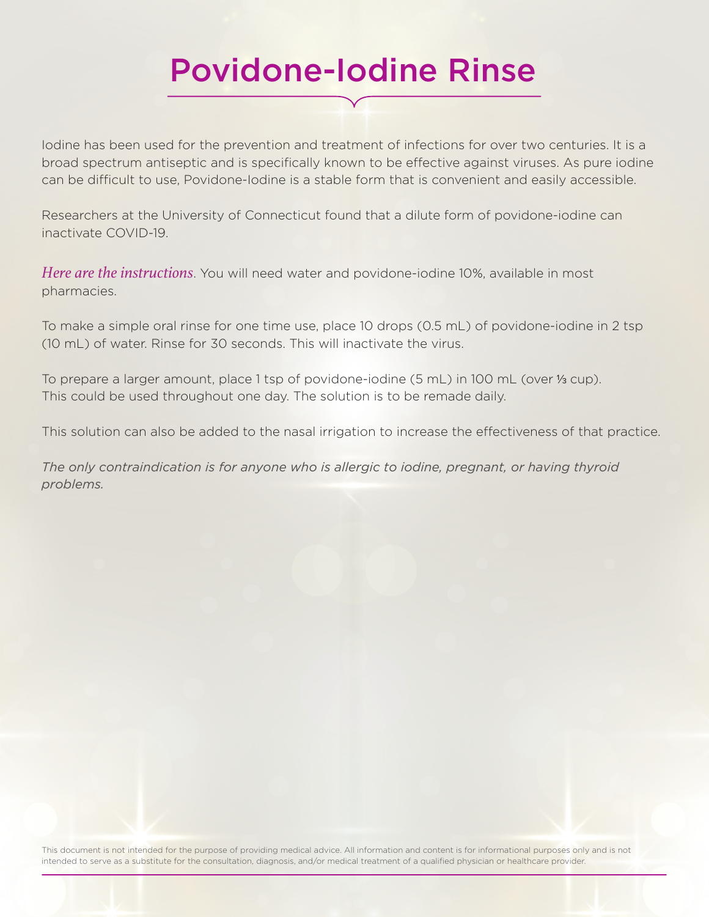# Povidone-Iodine Rinse

Iodine has been used for the prevention and treatment of infections for over two centuries. It is a broad spectrum antiseptic and is specifically known to be effective against viruses. As pure iodine can be difficult to use, Povidone-Iodine is a stable form that is convenient and easily accessible.

Researchers at the University of Connecticut found that a dilute form of povidone-iodine can inactivate COVID-19.

*Here are the instructions*. You will need water and povidone-iodine 10%, available in most pharmacies.

To make a simple oral rinse for one time use, place 10 drops (0.5 mL) of povidone-iodine in 2 tsp (10 mL) of water. Rinse for 30 seconds. This will inactivate the virus.

To prepare a larger amount, place 1 tsp of povidone-iodine (5 mL) in 100 mL (over ⅓ cup). This could be used throughout one day. The solution is to be remade daily.

This solution can also be added to the nasal irrigation to increase the effectiveness of that practice.

*The only contraindication is for anyone who is allergic to iodine, pregnant, or having thyroid problems.*

This document is not intended for the purpose of providing medical advice. All information and content is for informational purposes only and is not intended to serve as a substitute for the consultation, diagnosis, and/or medical treatment of a qualified physician or healthcare provider.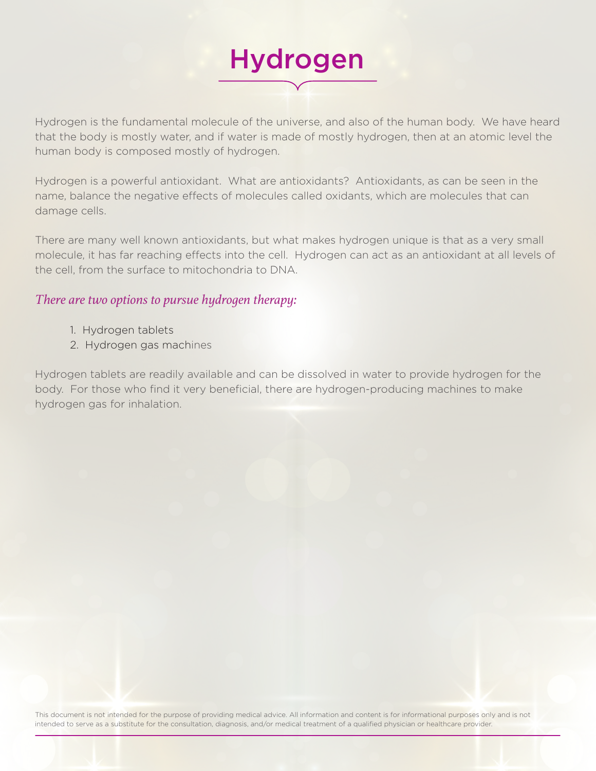# Hydrogen

Hydrogen is the fundamental molecule of the universe, and also of the human body. We have heard that the body is mostly water, and if water is made of mostly hydrogen, then at an atomic level the human body is composed mostly of hydrogen.

Hydrogen is a powerful antioxidant. What are antioxidants? Antioxidants, as can be seen in the name, balance the negative effects of molecules called oxidants, which are molecules that can damage cells.

There are many well known antioxidants, but what makes hydrogen unique is that as a very small molecule, it has far reaching effects into the cell. Hydrogen can act as an antioxidant at all levels of the cell, from the surface to mitochondria to DNA.

*There are two options to pursue hydrogen therapy:*

1. Hydrogen tablets
2. Hydrogen gas machines

Hydrogen tablets are readily available and can be dissolved in water to provide hydrogen for the body. For those who find it very beneficial, there are hydrogen-producing machines to make hydrogen gas for inhalation.

This document is not intended for the purpose of providing medical advice. All information and content is for informational purposes only and is not intended to serve as a substitute for the consultation, diagnosis, and/or medical treatment of a qualified physician or healthcare provider.